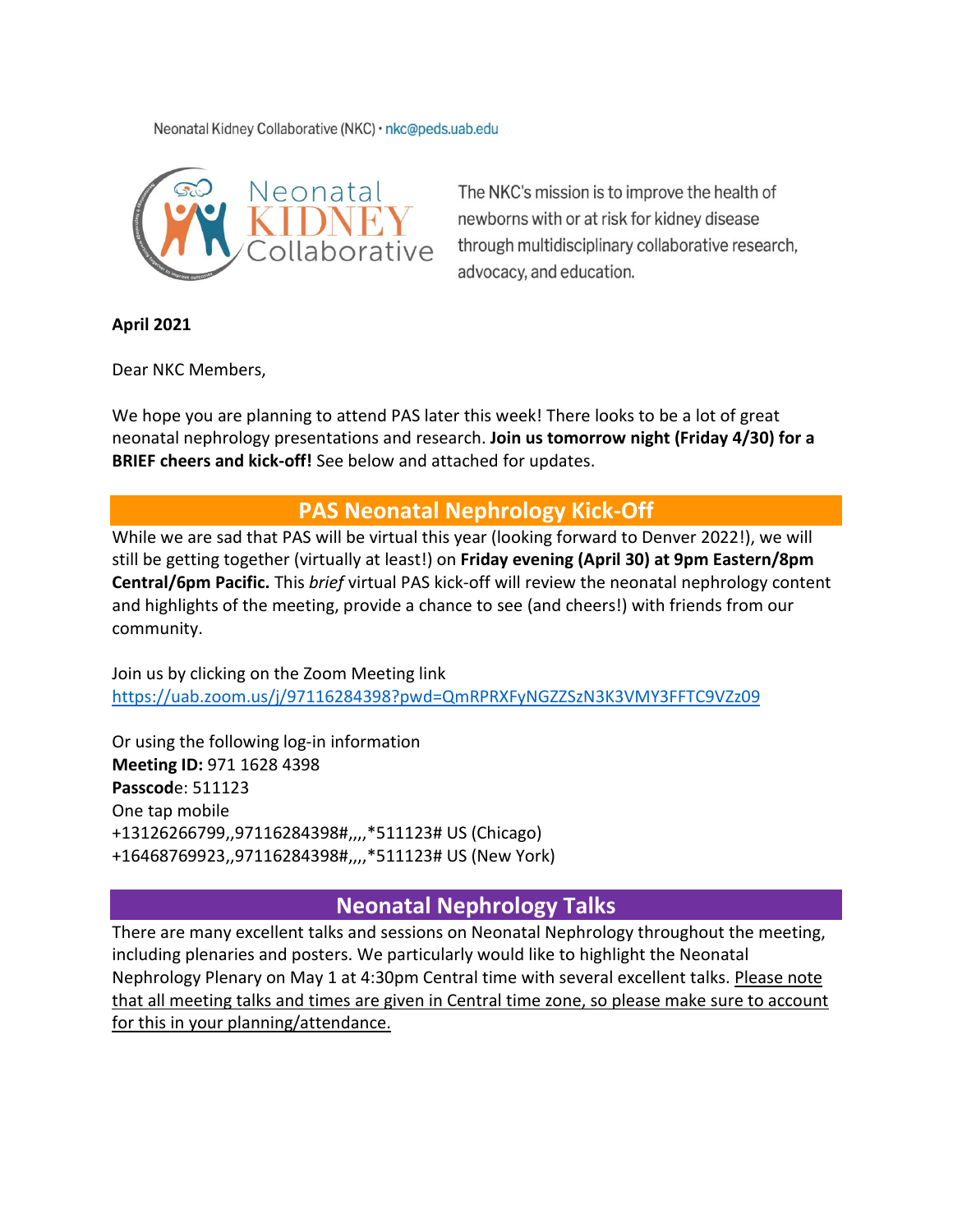Neonatal Kidney Collaborative (NKC) · nkc@peds.uab.edu

Neonatal KIDNEY Collaborative

The NKC's mission is to improve the health of newborns with or at risk for kidney disease through multidisciplinary collaborative research, advocacy, and education.

**April 2021**

Dear NKC Members,

We hope you are planning to attend PAS later this week! There looks to be a lot of great neonatal nephrology presentations and research. **Join us tomorrow night (Friday 4/30) for a BRIEF cheers and kick-off!** See below and attached for updates.

## PAS Neonatal Nephrology Kick-Off

While we are sad that PAS will be virtual this year (looking forward to Denver 2022!), we will still be getting together (virtually at least!) on **Friday evening (April 30) at 9pm Eastern/8pm Central/6pm Pacific.** This *brief* virtual PAS kick-off will review the neonatal nephrology content and highlights of the meeting, provide a chance to see (and cheers!) with friends from our community.

Join us by clicking on the Zoom Meeting link
https://uab.zoom.us/j/97116284398?pwd=QmRPRXFyNGZZSzN3K3VMY3FFTC9VZz09

Or using the following log-in information
**Meeting ID:** 971 1628 4398
**Passcod**e: 511123
One tap mobile
+13126266799,,97116284398#,,,,*511123# US (Chicago)
+16468769923,,97116284398#,,,,*511123# US (New York)

## Neonatal Nephrology Talks

There are many excellent talks and sessions on Neonatal Nephrology throughout the meeting, including plenaries and posters. We particularly would like to highlight the Neonatal Nephrology Plenary on May 1 at 4:30pm Central time with several excellent talks. Please note that all meeting talks and times are given in Central time zone, so please make sure to account for this in your planning/attendance.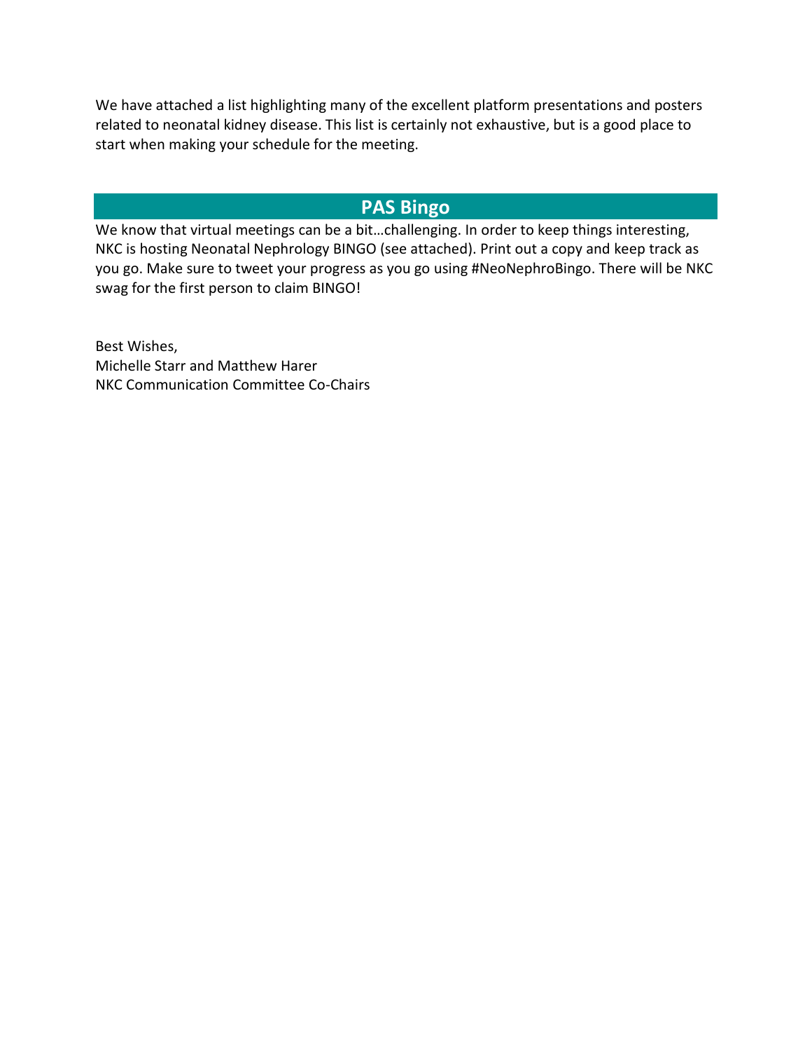We have attached a list highlighting many of the excellent platform presentations and posters related to neonatal kidney disease. This list is certainly not exhaustive, but is a good place to start when making your schedule for the meeting.

## PAS Bingo

We know that virtual meetings can be a bit…challenging. In order to keep things interesting, NKC is hosting Neonatal Nephrology BINGO (see attached). Print out a copy and keep track as you go. Make sure to tweet your progress as you go using #NeoNephroBingo. There will be NKC swag for the first person to claim BINGO!

Best Wishes,
Michelle Starr and Matthew Harer
NKC Communication Committee Co-Chairs